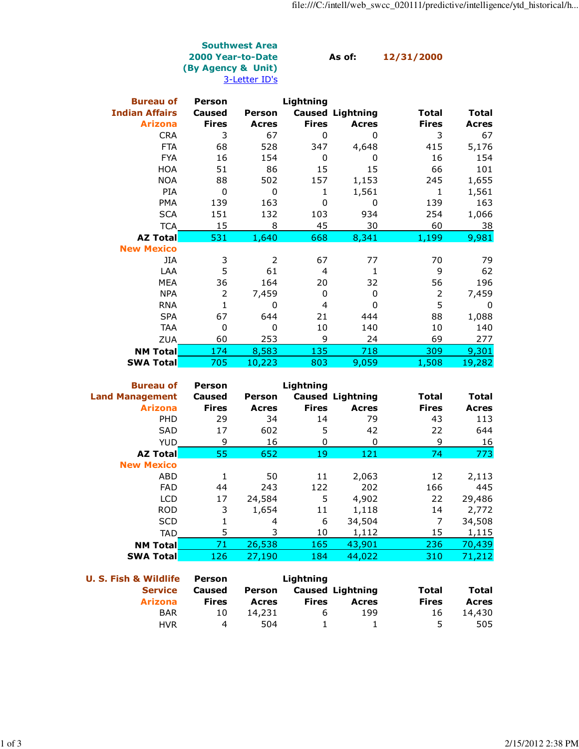## Southwest Area
## 2000 Year-to-Date
## (By Agency & Unit)

3-Letter ID's

**As of:** 12/31/2000

| Bureau of Indian Affairs | Person Caused Fires | Person Acres | Lightning Caused Fires | Lightning Acres | Total Fires | Total Acres |
|---|---|---|---|---|---|---|
| **Arizona** | | | | | | |
| CRA | 3 | 67 | 0 | 0 | 3 | 67 |
| FTA | 68 | 528 | 347 | 4,648 | 415 | 5,176 |
| FYA | 16 | 154 | 0 | 0 | 16 | 154 |
| HOA | 51 | 86 | 15 | 15 | 66 | 101 |
| NOA | 88 | 502 | 157 | 1,153 | 245 | 1,655 |
| PIA | 0 | 0 | 1 | 1,561 | 1 | 1,561 |
| PMA | 139 | 163 | 0 | 0 | 139 | 163 |
| SCA | 151 | 132 | 103 | 934 | 254 | 1,066 |
| TCA | 15 | 8 | 45 | 30 | 60 | 38 |
| **AZ Total** | 531 | 1,640 | 668 | 8,341 | 1,199 | 9,981 |
| **New Mexico** | | | | | | |
| JIA | 3 | 2 | 67 | 77 | 70 | 79 |
| LAA | 5 | 61 | 4 | 1 | 9 | 62 |
| MEA | 36 | 164 | 20 | 32 | 56 | 196 |
| NPA | 2 | 7,459 | 0 | 0 | 2 | 7,459 |
| RNA | 1 | 0 | 4 | 0 | 5 | 0 |
| SPA | 67 | 644 | 21 | 444 | 88 | 1,088 |
| TAA | 0 | 0 | 10 | 140 | 10 | 140 |
| ZUA | 60 | 253 | 9 | 24 | 69 | 277 |
| **NM Total** | 174 | 8,583 | 135 | 718 | 309 | 9,301 |
| **SWA Total** | 705 | 10,223 | 803 | 9,059 | 1,508 | 19,282 |

| Bureau of Land Management | Person Caused Fires | Person Acres | Lightning Caused Fires | Lightning Acres | Total Fires | Total Acres |
|---|---|---|---|---|---|---|
| **Arizona** | | | | | | |
| PHD | 29 | 34 | 14 | 79 | 43 | 113 |
| SAD | 17 | 602 | 5 | 42 | 22 | 644 |
| YUD | 9 | 16 | 0 | 0 | 9 | 16 |
| **AZ Total** | 55 | 652 | 19 | 121 | 74 | 773 |
| **New Mexico** | | | | | | |
| ABD | 1 | 50 | 11 | 2,063 | 12 | 2,113 |
| FAD | 44 | 243 | 122 | 202 | 166 | 445 |
| LCD | 17 | 24,584 | 5 | 4,902 | 22 | 29,486 |
| ROD | 3 | 1,654 | 11 | 1,118 | 14 | 2,772 |
| SCD | 1 | 4 | 6 | 34,504 | 7 | 34,508 |
| TAD | 5 | 3 | 10 | 1,112 | 15 | 1,115 |
| **NM Total** | 71 | 26,538 | 165 | 43,901 | 236 | 70,439 |
| **SWA Total** | 126 | 27,190 | 184 | 44,022 | 310 | 71,212 |

| U. S. Fish & Wildlife Service | Person Caused Fires | Person Acres | Lightning Caused Fires | Lightning Acres | Total Fires | Total Acres |
|---|---|---|---|---|---|---|
| **Arizona** | | | | | | |
| BAR | 10 | 14,231 | 6 | 199 | 16 | 14,430 |
| HVR | 4 | 504 | 1 | 1 | 5 | 505 |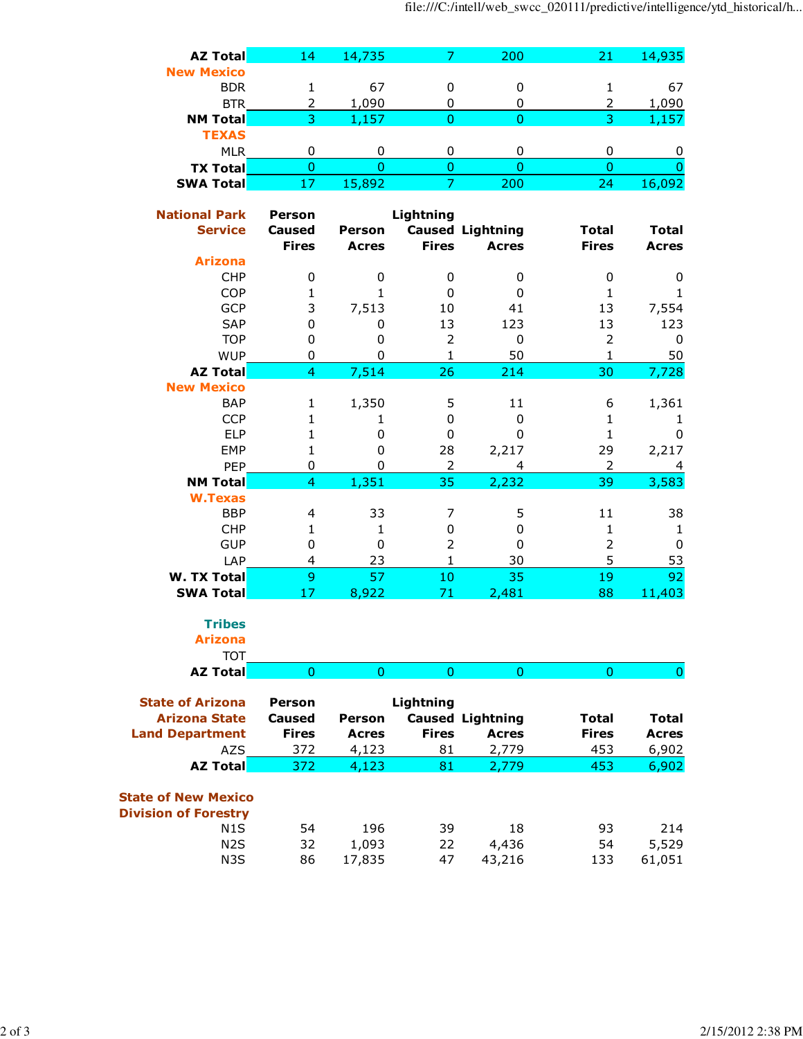| | | | | | | |
|---|---|---|---|---|---|---|
| **AZ Total** | 14 | 14,735 | 7 | 200 | 21 | 14,935 |
| **New Mexico** | | | | | | |
| BDR | 1 | 67 | 0 | 0 | 1 | 67 |
| BTR | 2 | 1,090 | 0 | 0 | 2 | 1,090 |
| **NM Total** | 3 | 1,157 | 0 | 0 | 3 | 1,157 |
| **TEXAS** | | | | | | |
| MLR | 0 | 0 | 0 | 0 | 0 | 0 |
| **TX Total** | 0 | 0 | 0 | 0 | 0 | 0 |
| **SWA Total** | 17 | 15,892 | 7 | 200 | 24 | 16,092 |

| **National Park Service** | **Person Caused Fires** | **Person Acres** | **Lightning Caused Fires** | **Lightning Acres** | **Total Fires** | **Total Acres** |
|---|---|---|---|---|---|---|
| **Arizona** | | | | | | |
| CHP | 0 | 0 | 0 | 0 | 0 | 0 |
| COP | 1 | 1 | 0 | 0 | 1 | 1 |
| GCP | 3 | 7,513 | 10 | 41 | 13 | 7,554 |
| SAP | 0 | 0 | 13 | 123 | 13 | 123 |
| TOP | 0 | 0 | 2 | 0 | 2 | 0 |
| WUP | 0 | 0 | 1 | 50 | 1 | 50 |
| **AZ Total** | 4 | 7,514 | 26 | 214 | 30 | 7,728 |
| **New Mexico** | | | | | | |
| BAP | 1 | 1,350 | 5 | 11 | 6 | 1,361 |
| CCP | 1 | 1 | 0 | 0 | 1 | 1 |
| ELP | 1 | 0 | 0 | 0 | 1 | 0 |
| EMP | 1 | 0 | 28 | 2,217 | 29 | 2,217 |
| PEP | 0 | 0 | 2 | 4 | 2 | 4 |
| **NM Total** | 4 | 1,351 | 35 | 2,232 | 39 | 3,583 |
| **W.Texas** | | | | | | |
| BBP | 4 | 33 | 7 | 5 | 11 | 38 |
| CHP | 1 | 1 | 0 | 0 | 1 | 1 |
| GUP | 0 | 0 | 2 | 0 | 2 | 0 |
| LAP | 4 | 23 | 1 | 30 | 5 | 53 |
| **W. TX Total** | 9 | 57 | 10 | 35 | 19 | 92 |
| **SWA Total** | 17 | 8,922 | 71 | 2,481 | 88 | 11,403 |

| **Tribes** | | | | | | |
|---|---|---|---|---|---|---|
| **Arizona** | | | | | | |
| TOT | | | | | | |
| **AZ Total** | 0 | 0 | 0 | 0 | 0 | 0 |

| **State of Arizona Arizona State Land Department** | **Person Caused Fires** | **Person Acres** | **Lightning Caused Fires** | **Lightning Acres** | **Total Fires** | **Total Acres** |
|---|---|---|---|---|---|---|
| AZS | 372 | 4,123 | 81 | 2,779 | 453 | 6,902 |
| **AZ Total** | 372 | 4,123 | 81 | 2,779 | 453 | 6,902 |

| **State of New Mexico Division of Forestry** | | | | | | |
|---|---|---|---|---|---|---|
| N1S | 54 | 196 | 39 | 18 | 93 | 214 |
| N2S | 32 | 1,093 | 22 | 4,436 | 54 | 5,529 |
| N3S | 86 | 17,835 | 47 | 43,216 | 133 | 61,051 |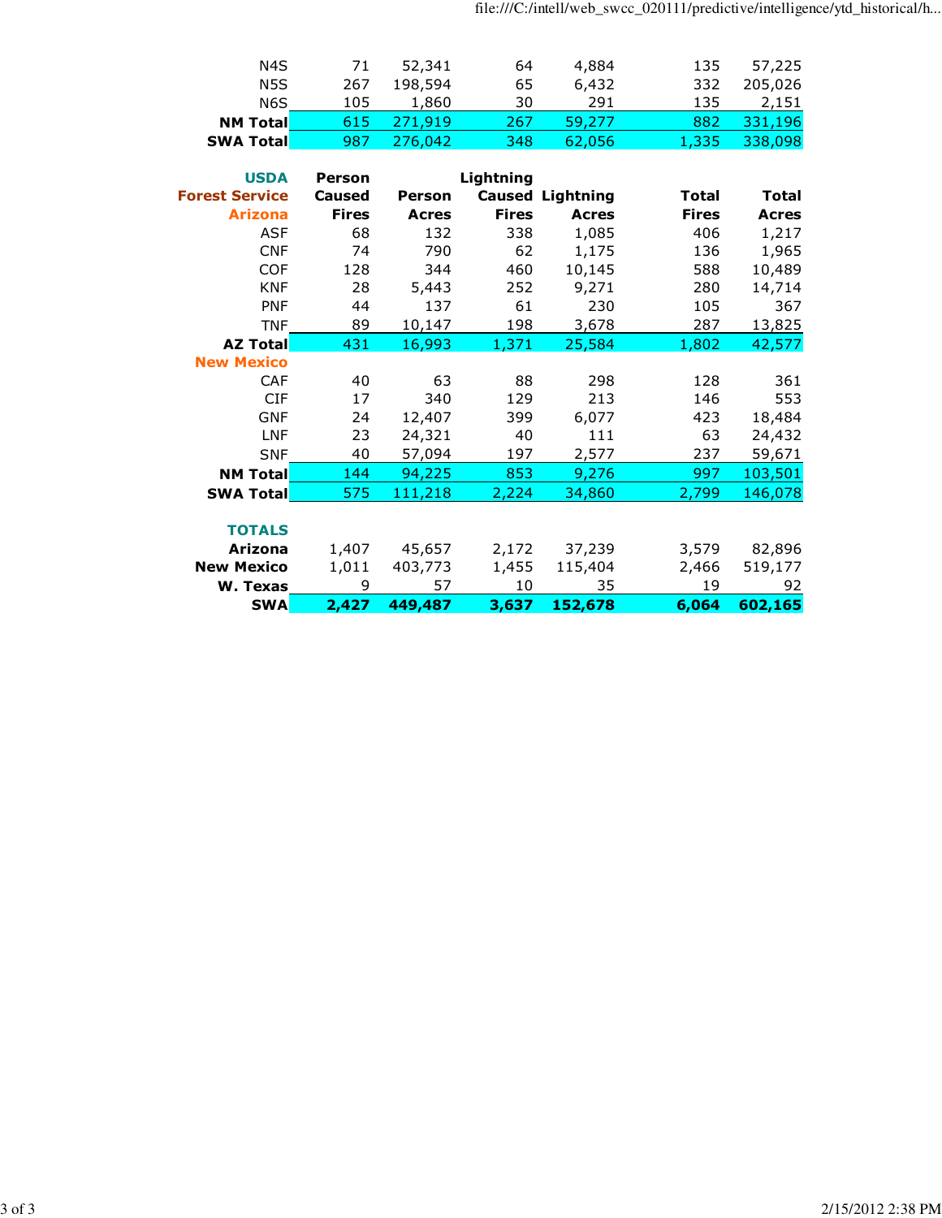| | | | | | | |
|---|---|---|---|---|---|---|
| N4S | 71 | 52,341 | 64 | 4,884 | 135 | 57,225 |
| N5S | 267 | 198,594 | 65 | 6,432 | 332 | 205,026 |
| N6S | 105 | 1,860 | 30 | 291 | 135 | 2,151 |
| **NM Total** | 615 | 271,919 | 267 | 59,277 | 882 | 331,196 |
| **SWA Total** | 987 | 276,042 | 348 | 62,056 | 1,335 | 338,098 |

| **USDA Forest Service Arizona** | **Person Caused Fires** | **Person Acres** | **Lightning Caused Fires** | **Lightning Acres** | **Total Fires** | **Total Acres** |
|---|---|---|---|---|---|---|
| ASF | 68 | 132 | 338 | 1,085 | 406 | 1,217 |
| CNF | 74 | 790 | 62 | 1,175 | 136 | 1,965 |
| COF | 128 | 344 | 460 | 10,145 | 588 | 10,489 |
| KNF | 28 | 5,443 | 252 | 9,271 | 280 | 14,714 |
| PNF | 44 | 137 | 61 | 230 | 105 | 367 |
| TNF | 89 | 10,147 | 198 | 3,678 | 287 | 13,825 |
| **AZ Total** | 431 | 16,993 | 1,371 | 25,584 | 1,802 | 42,577 |
| **New Mexico** | | | | | | |
| CAF | 40 | 63 | 88 | 298 | 128 | 361 |
| CIF | 17 | 340 | 129 | 213 | 146 | 553 |
| GNF | 24 | 12,407 | 399 | 6,077 | 423 | 18,484 |
| LNF | 23 | 24,321 | 40 | 111 | 63 | 24,432 |
| SNF | 40 | 57,094 | 197 | 2,577 | 237 | 59,671 |
| **NM Total** | 144 | 94,225 | 853 | 9,276 | 997 | 103,501 |
| **SWA Total** | 575 | 111,218 | 2,224 | 34,860 | 2,799 | 146,078 |

| **TOTALS** | | | | | | |
|---|---|---|---|---|---|---|
| **Arizona** | 1,407 | 45,657 | 2,172 | 37,239 | 3,579 | 82,896 |
| **New Mexico** | 1,011 | 403,773 | 1,455 | 115,404 | 2,466 | 519,177 |
| **W. Texas** | 9 | 57 | 10 | 35 | 19 | 92 |
| **SWA** | **2,427** | **449,487** | **3,637** | **152,678** | **6,064** | **602,165** |